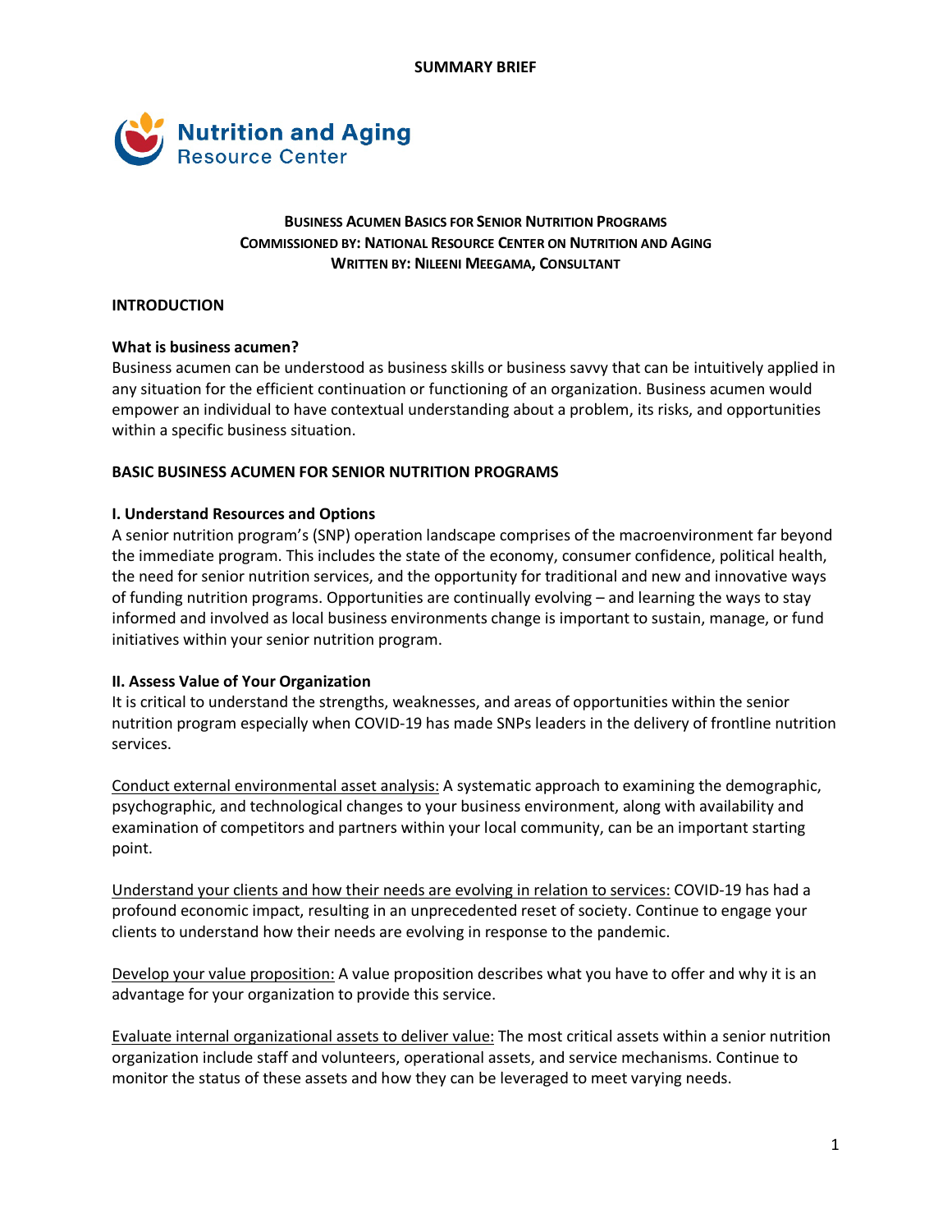SUMMARY BRIEF

Nutrition and Aging Resource Center

**BUSINESS ACUMEN BASICS FOR SENIOR NUTRITION PROGRAMS**
**COMMISSIONED BY: NATIONAL RESOURCE CENTER ON NUTRITION AND AGING**
**WRITTEN BY: NILEENI MEEGAMA, CONSULTANT**

## INTRODUCTION

### What is business acumen?

Business acumen can be understood as business skills or business savvy that can be intuitively applied in any situation for the efficient continuation or functioning of an organization. Business acumen would empower an individual to have contextual understanding about a problem, its risks, and opportunities within a specific business situation.

## BASIC BUSINESS ACUMEN FOR SENIOR NUTRITION PROGRAMS

### I. Understand Resources and Options

A senior nutrition program's (SNP) operation landscape comprises of the macroenvironment far beyond the immediate program. This includes the state of the economy, consumer confidence, political health, the need for senior nutrition services, and the opportunity for traditional and new and innovative ways of funding nutrition programs. Opportunities are continually evolving – and learning the ways to stay informed and involved as local business environments change is important to sustain, manage, or fund initiatives within your senior nutrition program.

### II. Assess Value of Your Organization

It is critical to understand the strengths, weaknesses, and areas of opportunities within the senior nutrition program especially when COVID-19 has made SNPs leaders in the delivery of frontline nutrition services.

<u>Conduct external environmental asset analysis:</u> A systematic approach to examining the demographic, psychographic, and technological changes to your business environment, along with availability and examination of competitors and partners within your local community, can be an important starting point.

<u>Understand your clients and how their needs are evolving in relation to services:</u> COVID-19 has had a profound economic impact, resulting in an unprecedented reset of society. Continue to engage your clients to understand how their needs are evolving in response to the pandemic.

<u>Develop your value proposition:</u> A value proposition describes what you have to offer and why it is an advantage for your organization to provide this service.

<u>Evaluate internal organizational assets to deliver value:</u> The most critical assets within a senior nutrition organization include staff and volunteers, operational assets, and service mechanisms. Continue to monitor the status of these assets and how they can be leveraged to meet varying needs.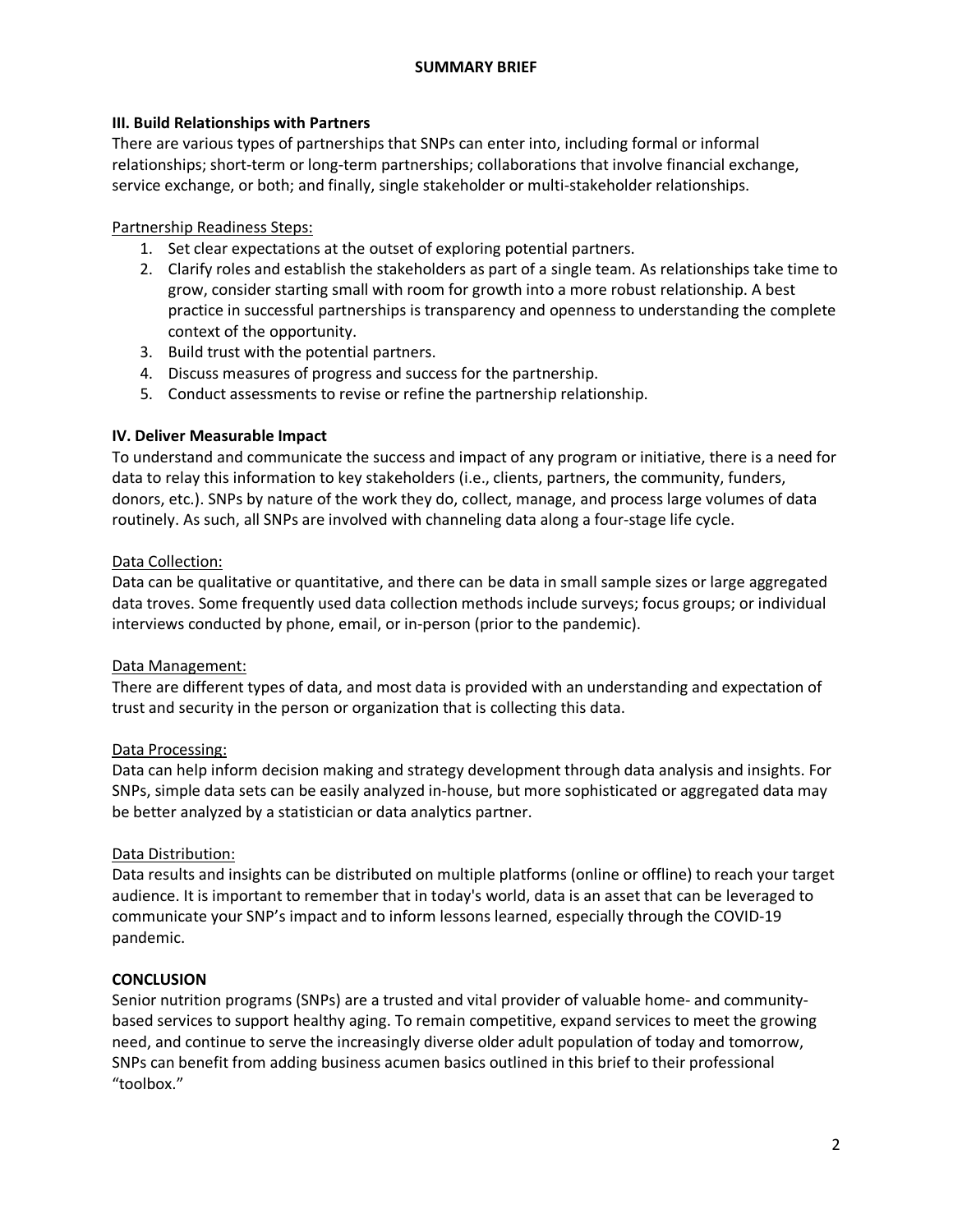**III. Build Relationships with Partners**

There are various types of partnerships that SNPs can enter into, including formal or informal relationships; short-term or long-term partnerships; collaborations that involve financial exchange, service exchange, or both; and finally, single stakeholder or multi-stakeholder relationships.

Partnership Readiness Steps:

1. Set clear expectations at the outset of exploring potential partners.
2. Clarify roles and establish the stakeholders as part of a single team. As relationships take time to grow, consider starting small with room for growth into a more robust relationship. A best practice in successful partnerships is transparency and openness to understanding the complete context of the opportunity.
3. Build trust with the potential partners.
4. Discuss measures of progress and success for the partnership.
5. Conduct assessments to revise or refine the partnership relationship.

**IV. Deliver Measurable Impact**

To understand and communicate the success and impact of any program or initiative, there is a need for data to relay this information to key stakeholders (i.e., clients, partners, the community, funders, donors, etc.). SNPs by nature of the work they do, collect, manage, and process large volumes of data routinely. As such, all SNPs are involved with channeling data along a four-stage life cycle.

Data Collection:

Data can be qualitative or quantitative, and there can be data in small sample sizes or large aggregated data troves. Some frequently used data collection methods include surveys; focus groups; or individual interviews conducted by phone, email, or in-person (prior to the pandemic).

Data Management:

There are different types of data, and most data is provided with an understanding and expectation of trust and security in the person or organization that is collecting this data.

Data Processing:

Data can help inform decision making and strategy development through data analysis and insights. For SNPs, simple data sets can be easily analyzed in-house, but more sophisticated or aggregated data may be better analyzed by a statistician or data analytics partner.

Data Distribution:

Data results and insights can be distributed on multiple platforms (online or offline) to reach your target audience. It is important to remember that in today's world, data is an asset that can be leveraged to communicate your SNP's impact and to inform lessons learned, especially through the COVID-19 pandemic.

**CONCLUSION**

Senior nutrition programs (SNPs) are a trusted and vital provider of valuable home- and community-based services to support healthy aging. To remain competitive, expand services to meet the growing need, and continue to serve the increasingly diverse older adult population of today and tomorrow, SNPs can benefit from adding business acumen basics outlined in this brief to their professional "toolbox."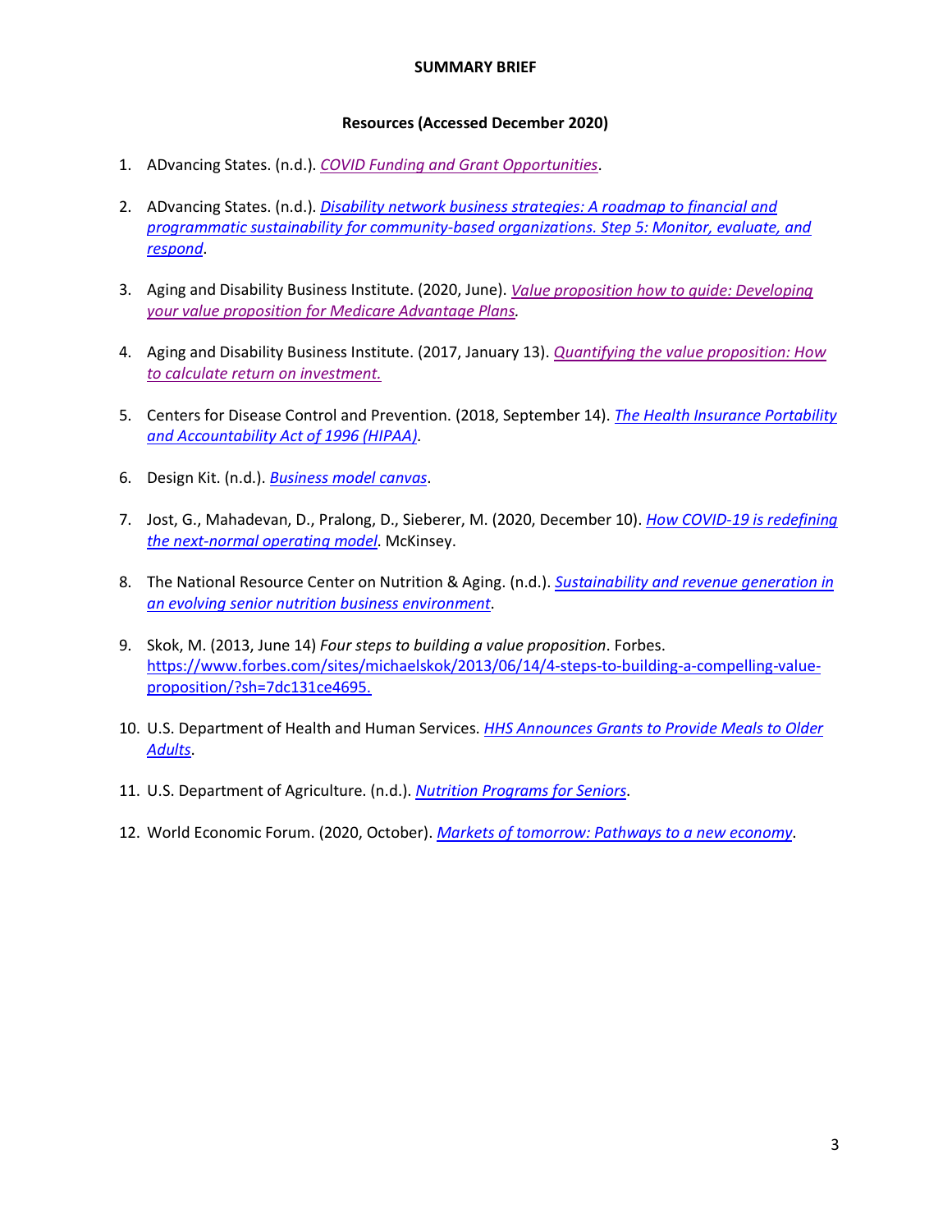**SUMMARY BRIEF**

## Resources (Accessed December 2020)

1. ADvancing States. (n.d.). *COVID Funding and Grant Opportunities*.

2. ADvancing States. (n.d.). *Disability network business strategies: A roadmap to financial and programmatic sustainability for community-based organizations. Step 5: Monitor, evaluate, and respond*.

3. Aging and Disability Business Institute. (2020, June). *Value proposition how to guide: Developing your value proposition for Medicare Advantage Plans.*

4. Aging and Disability Business Institute. (2017, January 13). *Quantifying the value proposition: How to calculate return on investment.*

5. Centers for Disease Control and Prevention. (2018, September 14). *The Health Insurance Portability and Accountability Act of 1996 (HIPAA)*.

6. Design Kit. (n.d.). *Business model canvas*.

7. Jost, G., Mahadevan, D., Pralong, D., Sieberer, M. (2020, December 10). *How COVID-19 is redefining the next-normal operating model*. McKinsey.

8. The National Resource Center on Nutrition & Aging. (n.d.). *Sustainability and revenue generation in an evolving senior nutrition business environment*.

9. Skok, M. (2013, June 14) *Four steps to building a value proposition*. Forbes. https://www.forbes.com/sites/michaelskok/2013/06/14/4-steps-to-building-a-compelling-value-proposition/?sh=7dc131ce4695.

10. U.S. Department of Health and Human Services. *HHS Announces Grants to Provide Meals to Older Adults*.

11. U.S. Department of Agriculture. (n.d.). *Nutrition Programs for Seniors*.

12. World Economic Forum. (2020, October). *Markets of tomorrow: Pathways to a new economy*.